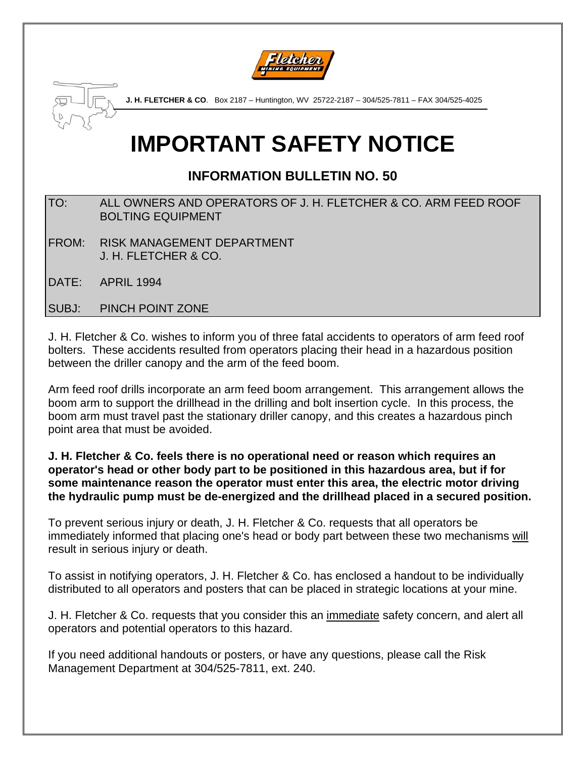**J. H. FLETCHER & CO**. Box 2187 – Huntington, WV 25722-2187 – 304/525-7811 – FAX 304/525-4025

# IMPORTANT SAFETY NOTICE

## INFORMATION BULLETIN NO. 50

| | |
|---|---|
| TO: | ALL OWNERS AND OPERATORS OF J. H. FLETCHER & CO. ARM FEED ROOF BOLTING EQUIPMENT |
| FROM: | RISK MANAGEMENT DEPARTMENT<br>J. H. FLETCHER & CO. |
| DATE: | APRIL 1994 |
| SUBJ: | PINCH POINT ZONE |

J. H. Fletcher & Co. wishes to inform you of three fatal accidents to operators of arm feed roof bolters. These accidents resulted from operators placing their head in a hazardous position between the driller canopy and the arm of the feed boom.

Arm feed roof drills incorporate an arm feed boom arrangement. This arrangement allows the boom arm to support the drillhead in the drilling and bolt insertion cycle. In this process, the boom arm must travel past the stationary driller canopy, and this creates a hazardous pinch point area that must be avoided.

**J. H. Fletcher & Co. feels there is no operational need or reason which requires an operator's head or other body part to be positioned in this hazardous area, but if for some maintenance reason the operator must enter this area, the electric motor driving the hydraulic pump must be de-energized and the drillhead placed in a secured position.**

To prevent serious injury or death, J. H. Fletcher & Co. requests that all operators be immediately informed that placing one's head or body part between these two mechanisms <u>will</u> result in serious injury or death.

To assist in notifying operators, J. H. Fletcher & Co. has enclosed a handout to be individually distributed to all operators and posters that can be placed in strategic locations at your mine.

J. H. Fletcher & Co. requests that you consider this an <u>immediate</u> safety concern, and alert all operators and potential operators to this hazard.

If you need additional handouts or posters, or have any questions, please call the Risk Management Department at 304/525-7811, ext. 240.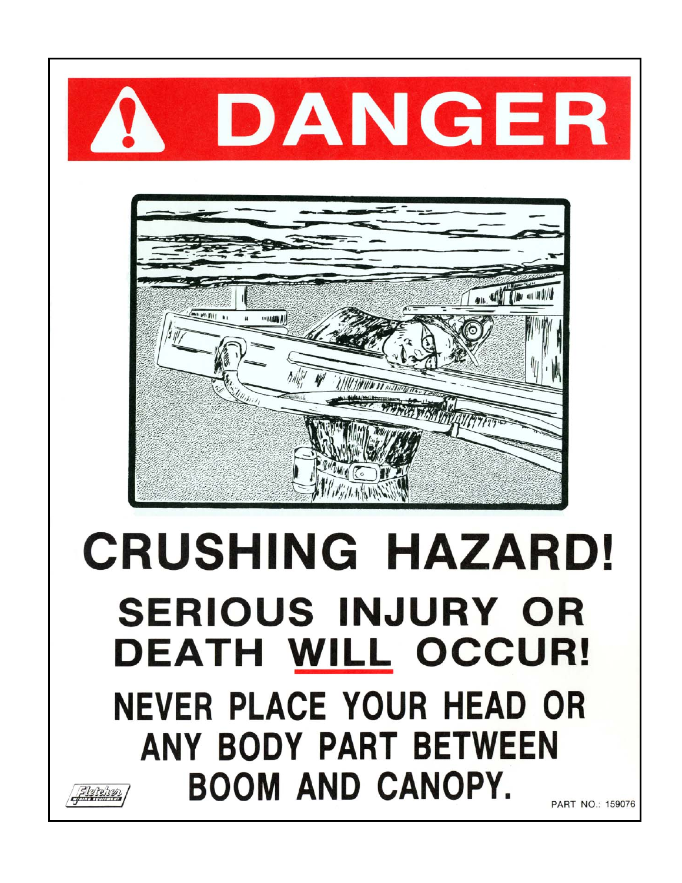# DANGER

## CRUSHING HAZARD!

### SERIOUS INJURY OR DEATH WILL OCCUR!

NEVER PLACE YOUR HEAD OR ANY BODY PART BETWEEN BOOM AND CANOPY.

Fletcher

PART NO.: 159076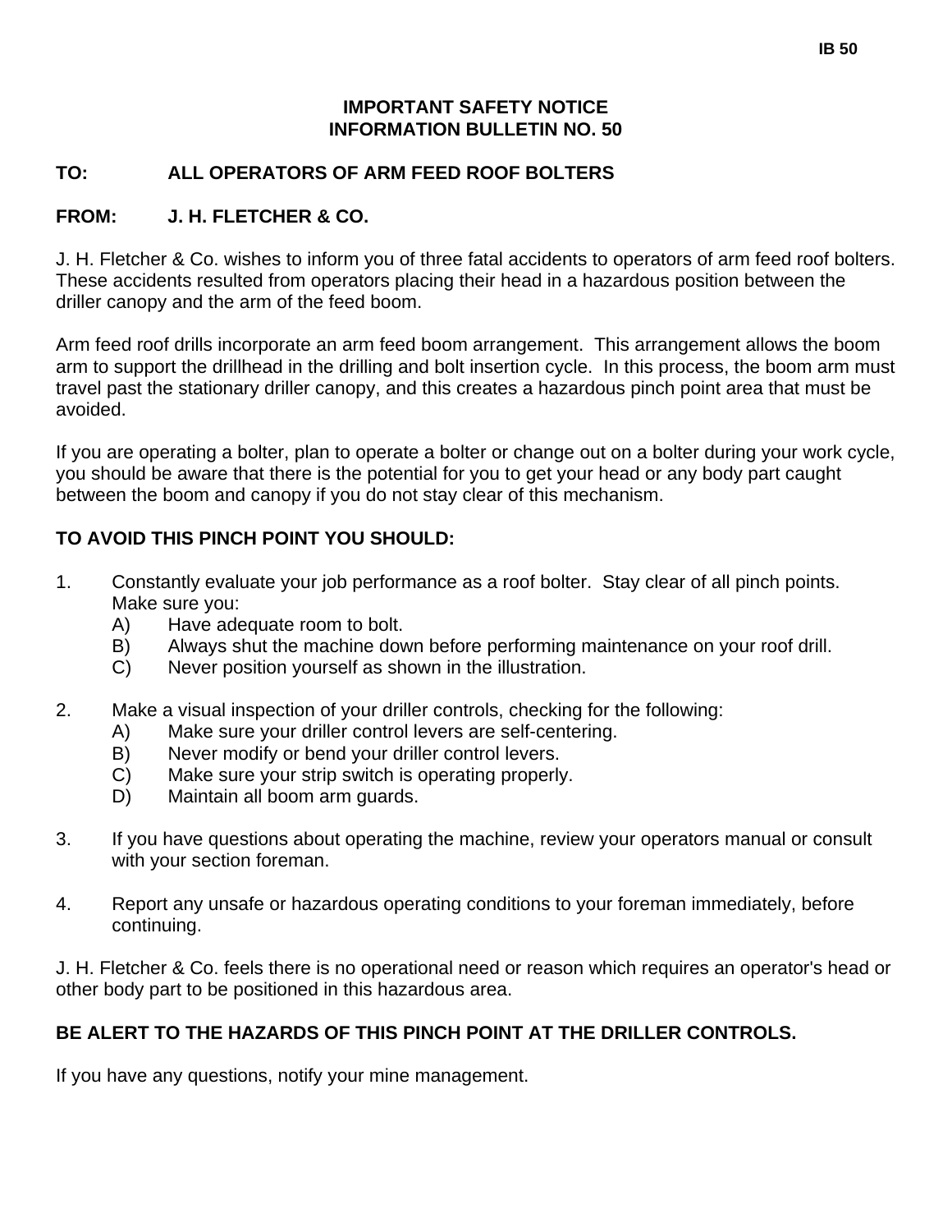# IMPORTANT SAFETY NOTICE
# INFORMATION BULLETIN NO. 50

**TO: ALL OPERATORS OF ARM FEED ROOF BOLTERS**

**FROM: J. H. FLETCHER & CO.**

J. H. Fletcher & Co. wishes to inform you of three fatal accidents to operators of arm feed roof bolters. These accidents resulted from operators placing their head in a hazardous position between the driller canopy and the arm of the feed boom.

Arm feed roof drills incorporate an arm feed boom arrangement. This arrangement allows the boom arm to support the drillhead in the drilling and bolt insertion cycle. In this process, the boom arm must travel past the stationary driller canopy, and this creates a hazardous pinch point area that must be avoided.

If you are operating a bolter, plan to operate a bolter or change out on a bolter during your work cycle, you should be aware that there is the potential for you to get your head or any body part caught between the boom and canopy if you do not stay clear of this mechanism.

**TO AVOID THIS PINCH POINT YOU SHOULD:**

1. Constantly evaluate your job performance as a roof bolter. Stay clear of all pinch points. Make sure you:
   - A) Have adequate room to bolt.
   - B) Always shut the machine down before performing maintenance on your roof drill.
   - C) Never position yourself as shown in the illustration.

2. Make a visual inspection of your driller controls, checking for the following:
   - A) Make sure your driller control levers are self-centering.
   - B) Never modify or bend your driller control levers.
   - C) Make sure your strip switch is operating properly.
   - D) Maintain all boom arm guards.

3. If you have questions about operating the machine, review your operators manual or consult with your section foreman.

4. Report any unsafe or hazardous operating conditions to your foreman immediately, before continuing.

J. H. Fletcher & Co. feels there is no operational need or reason which requires an operator's head or other body part to be positioned in this hazardous area.

**BE ALERT TO THE HAZARDS OF THIS PINCH POINT AT THE DRILLER CONTROLS.**

If you have any questions, notify your mine management.